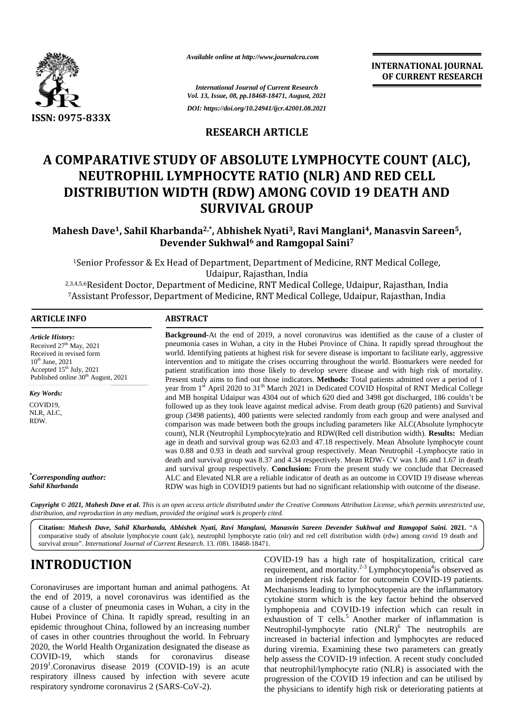*Available online at http://www.journalcra.com*

*International Journal of Current Research*
*Vol. 13, Issue, 08, pp.18468-18471, August, 2021*

*DOI: https://doi.org/10.24941/ijcr.42001.08.2021*

**INTERNATIONAL JOURNAL OF CURRENT RESEARCH**

**ISSN: 0975-833X**

**RESEARCH ARTICLE**

# A COMPARATIVE STUDY OF ABSOLUTE LYMPHOCYTE COUNT (ALC), NEUTROPHIL LYMPHOCYTE RATIO (NLR) AND RED CELL DISTRIBUTION WIDTH (RDW) AMONG COVID 19 DEATH AND SURVIVAL GROUP

**Mahesh Dave[1], Sahil Kharbanda[2,*], Abhishek Nyati[3], Ravi Manglani[4], Manasvin Sareen[5], Devender Sukhwal[6] and Ramgopal Saini[7]**

[1]Senior Professor & Ex Head of Department, Department of Medicine, RNT Medical College, Udaipur, Rajasthan, India

[2,3,4,5,6]Resident Doctor, Department of Medicine, RNT Medical College, Udaipur, Rajasthan, India

[7]Assistant Professor, Department of Medicine, RNT Medical College, Udaipur, Rajasthan, India

## ARTICLE INFO

*Article History:*

Received 27[th] May, 2021
Received in revised form
10[th] June, 2021
Accepted 15[th] July, 2021
Published online 30[th] August, 2021

*Key Words:*

COVID19,
NLR, ALC,
RDW.

*[*]Corresponding author:*
*Sahil Kharbanda*

## ABSTRACT

**Background-**At the end of 2019, a novel coronavirus was identified as the cause of a cluster of pneumonia cases in Wuhan, a city in the Hubei Province of China. It rapidly spread throughout the world. Identifying patients at highest risk for severe disease is important to facilitate early, aggressive intervention and to mitigate the crises occurring throughout the world. Biomarkers were needed for patient stratification into those likely to develop severe disease and with high risk of mortality. Present study aims to find out those indicators. **Methods:** Total patients admitted over a period of 1 year from 1[st] April 2020 to 31[th] March 2021 in Dedicated COVID Hospital of RNT Medical College and MB hospital Udaipur was 4304 out of which 620 died and 3498 got discharged, 186 couldn't be followed up as they took leave against medical advise. From death group (620 patients) and Survival group (3498 patients), 400 patients were selected randomly from each group and were analysed and comparison was made between both the groups including parameters like ALC(Absolute lymphocyte count), NLR (Neutrophil Lymphocyte)ratio and RDW(Red cell distribution width). **Results:** Median age in death and survival group was 62.03 and 47.18 respectively. Mean Absolute lymphocyte count was 0.88 and 0.93 in death and survival group respectively. Mean Neutrophil -Lymphocyte ratio in death and survival group was 8.37 and 4.34 respectively. Mean RDW- CV was 1.86 and 1.67 in death and survival group respectively. **Conclusion:** From the present study we conclude that Decreased ALC and Elevated NLR are a reliable indicator of death as an outcome in COVID 19 disease whereas RDW was high in COVID19 patients but had no significant relationship with outcome of the disease.

*Copyright © 2021, Mahesh Dave et al. This is an open access article distributed under the Creative Commons Attribution License, which permits unrestricted use, distribution, and reproduction in any medium, provided the original work is properly cited.*

**Citation:** ***Mahesh Dave, Sahil Kharbanda, Abhishek Nyati, Ravi Manglani, Manasvin Sareen Devender Sukhwal and Ramgopal Saini.*** **2021.** "A comparative study of absolute lymphocyte count (alc), neutrophil lymphocyte ratio (nlr) and red cell distribution width (rdw) among covid 19 death and survival group". *International Journal of Current Research*, 13, (08), 18468-18471.

# INTRODUCTION

Coronaviruses are important human and animal pathogens. At the end of 2019, a novel coronavirus was identified as the cause of a cluster of pneumonia cases in Wuhan, a city in the Hubei Province of China. It rapidly spread, resulting in an epidemic throughout China, followed by an increasing number of cases in other countries throughout the world. In February 2020, the World Health Organization designated the disease as COVID-19, which stands for coronavirus disease 2019[1].Coronavirus disease 2019 (COVID-19) is an acute respiratory illness caused by infection with severe acute respiratory syndrome coronavirus 2 (SARS-CoV-2).

COVID-19 has a high rate of hospitalization, critical care requirement, and mortality.[2-3] Lymphocytopenia[4]is observed as an independent risk factor for outcomein COVID-19 patients. Mechanisms leading to lymphocytopenia are the inflammatory cytokine storm which is the key factor behind the observed lymphopenia and COVID-19 infection which can result in exhaustion of T cells.[5] Another marker of inflammation is Neutrophil-lymphocyte ratio (NLR)[6] The neutrophils are increased in bacterial infection and lymphocytes are reduced during viremia. Examining these two parameters can greatly help assess the COVID-19 infection. A recent study concluded that neutrophil/lymphocyte ratio (NLR) is associated with the progression of the COVID 19 infection and can be utilised by the physicians to identify high risk or deteriorating patients at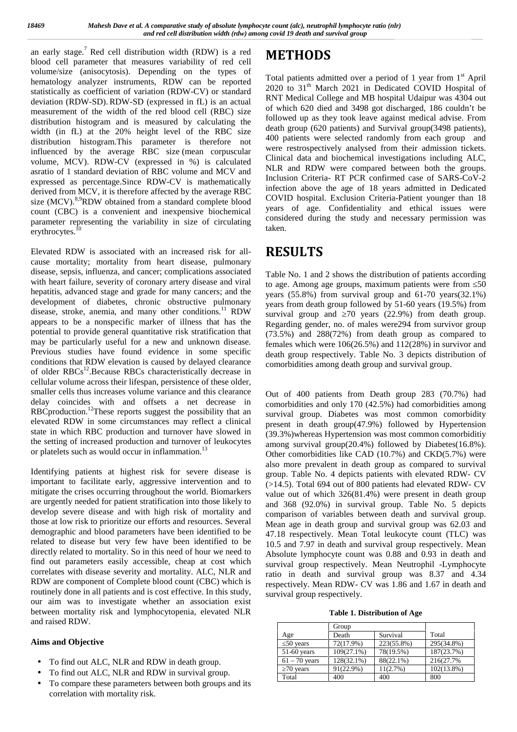an early stage.[7] Red cell distribution width (RDW) is a red blood cell parameter that measures variability of red cell volume/size (anisocytosis). Depending on the types of hematology analyzer instruments, RDW can be reported statistically as coefficient of variation (RDW-CV) or standard deviation (RDW-SD). RDW-SD (expressed in fL) is an actual measurement of the width of the red blood cell (RBC) size distribution histogram and is measured by calculating the width (in fL) at the 20% height level of the RBC size distribution histogram.This parameter is therefore not influenced by the average RBC size (mean corpuscular volume, MCV). RDW-CV (expressed in %) is calculated asratio of 1 standard deviation of RBC volume and MCV and expressed as percentage.Since RDW-CV is mathematically derived from MCV, it is therefore affected by the average RBC size (MCV).[8,9]RDW obtained from a standard complete blood count (CBC) is a convenient and inexpensive biochemical parameter representing the variability in size of circulating erythrocytes.[10]

Elevated RDW is associated with an increased risk for all-cause mortality; mortality from heart disease, pulmonary disease, sepsis, influenza, and cancer; complications associated with heart failure, severity of coronary artery disease and viral hepatitis, advanced stage and grade for many cancers; and the development of diabetes, chronic obstructive pulmonary disease, stroke, anemia, and many other conditions.[11] RDW appears to be a nonspecific marker of illness that has the potential to provide general quantitative risk stratification that may be particularly useful for a new and unknown disease. Previous studies have found evidence in some specific conditions that RDW elevation is caused by delayed clearance of older RBCs[12].Because RBCs characteristically decrease in cellular volume across their lifespan, persistence of these older, smaller cells thus increases volume variance and this clearance delay coincides with and offsets a net decrease in RBCproduction.[12]These reports suggest the possibility that an elevated RDW in some circumstances may reflect a clinical state in which RBC production and turnover have slowed in the setting of increased production and turnover of leukocytes or platelets such as would occur in inflammation.[13]

Identifying patients at highest risk for severe disease is important to facilitate early, aggressive intervention and to mitigate the crises occurring throughout the world. Biomarkers are urgently needed for patient stratification into those likely to develop severe disease and with high risk of mortality and those at low risk to prioritize our efforts and resources. Several demographic and blood parameters have been identified to be related to disease but very few have been identified to be directly related to mortality. So in this need of hour we need to find out parameters easily accessible, cheap at cost which correlates with disease severity and mortality. ALC, NLR and RDW are component of Complete blood count (CBC) which is routinely done in all patients and is cost effective. In this study, our aim was to investigate whether an association exist between mortality risk and lymphocytopenia, elevated NLR and raised RDW.

### Aims and Objective

- To find out ALC, NLR and RDW in death group.
- To find out ALC, NLR and RDW in survival group.
- To compare these parameters between both groups and its correlation with mortality risk.

# METHODS

Total patients admitted over a period of 1 year from 1st April 2020 to 31th March 2021 in Dedicated COVID Hospital of RNT Medical College and MB hospital Udaipur was 4304 out of which 620 died and 3498 got discharged, 186 couldn't be followed up as they took leave against medical advise. From death group (620 patients) and Survival group(3498 patients), 400 patients were selected randomly from each group and were restrospectively analysed from their admission tickets. Clinical data and biochemical investigations including ALC, NLR and RDW were compared between both the groups. Inclusion Criteria- RT PCR confirmed case of SARS-CoV-2 infection above the age of 18 years admitted in Dedicated COVID hospital. Exclusion Criteria-Patient younger than 18 years of age. Confidentiality and ethical issues were considered during the study and necessary permission was taken.

# RESULTS

Table No. 1 and 2 shows the distribution of patients according to age. Among age groups, maximum patients were from ≤50 years (55.8%) from survival group and 61-70 years(32.1%) years from death group followed by 51-60 years (19.5%) from survival group and ≥70 years (22.9%) from death group. Regarding gender, no. of males were294 from survivor group (73.5%) and 288(72%) from death group as compared to females which were 106(26.5%) and 112(28%) in survivor and death group respectively. Table No. 3 depicts distribution of comorbidities among death group and survival group.

Out of 400 patients from Death group 283 (70.7%) had comorbidities and only 170 (42.5%) had comorbidities among survival group. Diabetes was most common comorbidity present in death group(47.9%) followed by Hypertension (39.3%)whereas Hypertension was most common comorbiditiy among survival group(20.4%) followed by Diabetes(16.8%). Other comorbidities like CAD (10.7%) and CKD(5.7%) were also more prevalent in death group as compared to survival group. Table No. 4 depicts patients with elevated RDW- CV (>14.5). Total 694 out of 800 patients had elevated RDW- CV value out of which 326(81.4%) were present in death group and 368 (92.0%) in survival group. Table No. 5 depicts comparison of variables between death and survival group. Mean age in death group and survival group was 62.03 and 47.18 respectively. Mean Total leukocyte count (TLC) was 10.5 and 7.97 in death and survival group respectively. Mean Absolute lymphocyte count was 0.88 and 0.93 in death and survival group respectively. Mean Neutrophil -Lymphocyte ratio in death and survival group was 8.37 and 4.34 respectively. Mean RDW- CV was 1.86 and 1.67 in death and survival group respectively.

**Table 1. Distribution of Age**

| Age | Group | | Total |
|---|---|---|---|
| | Death | Survival | |
| ≤50 years | 72(17.9%) | 223(55.8%) | 295(34.8%) |
| 51-60 years | 109(27.1%) | 78(19.5%) | 187(23.7%) |
| 61 – 70 years | 128(32.1%) | 88(22.1%) | 216(27.7% |
| ≥70 years | 91(22.9%) | 11(2.7%) | 102(13.8%) |
| Total | 400 | 400 | 800 |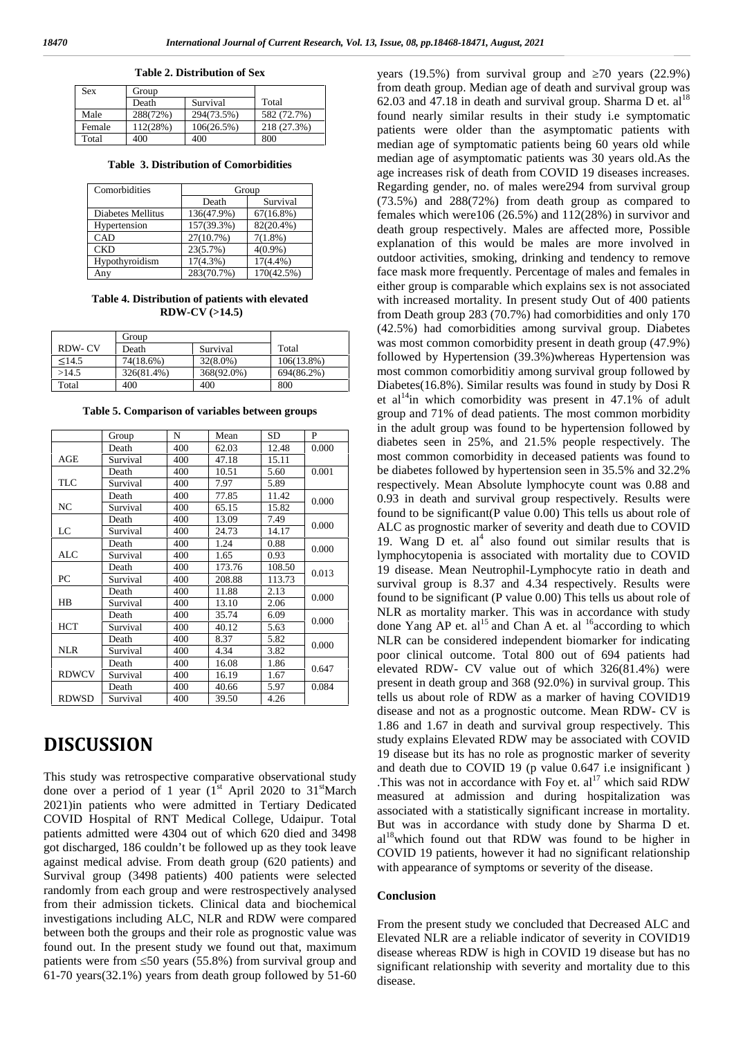**Table 2. Distribution of Sex**

| Sex | Group | | Total |
|---|---|---|---|
| | Death | Survival | |
| Male | 288(72%) | 294(73.5%) | 582 (72.7%) |
| Female | 112(28%) | 106(26.5%) | 218 (27.3%) |
| Total | 400 | 400 | 800 |

**Table 3. Distribution of Comorbidities**

| Comorbidities | Group | |
|---|---|---|
| | Death | Survival |
| Diabetes Mellitus | 136(47.9%) | 67(16.8%) |
| Hypertension | 157(39.3%) | 82(20.4%) |
| CAD | 27(10.7%) | 7(1.8%) |
| CKD | 23(5.7%) | 4(0.9%) |
| Hypothyroidism | 17(4.3%) | 17(4.4%) |
| Any | 283(70.7%) | 170(42.5%) |

**Table 4. Distribution of patients with elevated RDW-CV (>14.5)**

| RDW- CV | Group | | Total |
|---|---|---|---|
| | Death | Survival | |
| ≤14.5 | 74(18.6%) | 32(8.0%) | 106(13.8%) |
| >14.5 | 326(81.4%) | 368(92.0%) | 694(86.2%) |
| Total | 400 | 400 | 800 |

**Table 5. Comparison of variables between groups**

| | Group | N | Mean | SD | P |
|---|---|---|---|---|---|
| AGE | Death | 400 | 62.03 | 12.48 | 0.000 |
| | Survival | 400 | 47.18 | 15.11 | |
| TLC | Death | 400 | 10.51 | 5.60 | 0.001 |
| | Survival | 400 | 7.97 | 5.89 | |
| NC | Death | 400 | 77.85 | 11.42 | 0.000 |
| | Survival | 400 | 65.15 | 15.82 | |
| LC | Death | 400 | 13.09 | 7.49 | 0.000 |
| | Survival | 400 | 24.73 | 14.17 | |
| ALC | Death | 400 | 1.24 | 0.88 | 0.000 |
| | Survival | 400 | 1.65 | 0.93 | |
| PC | Death | 400 | 173.76 | 108.50 | 0.013 |
| | Survival | 400 | 208.88 | 113.73 | |
| HB | Death | 400 | 11.88 | 2.13 | 0.000 |
| | Survival | 400 | 13.10 | 2.06 | |
| HCT | Death | 400 | 35.74 | 6.09 | 0.000 |
| | Survival | 400 | 40.12 | 5.63 | |
| NLR | Death | 400 | 8.37 | 5.82 | 0.000 |
| | Survival | 400 | 4.34 | 3.82 | |
| RDWCV | Death | 400 | 16.08 | 1.86 | 0.647 |
| | Survival | 400 | 16.19 | 1.67 | |
| RDWSD | Death | 400 | 40.66 | 5.97 | 0.084 |
| | Survival | 400 | 39.50 | 4.26 | |

# DISCUSSION

This study was retrospective comparative observational study done over a period of 1 year (1st April 2020 to 31stMarch 2021)in patients who were admitted in Tertiary Dedicated COVID Hospital of RNT Medical College, Udaipur. Total patients admitted were 4304 out of which 620 died and 3498 got discharged, 186 couldn't be followed up as they took leave against medical advise. From death group (620 patients) and Survival group (3498 patients) 400 patients were selected randomly from each group and were restrospectively analysed from their admission tickets. Clinical data and biochemical investigations including ALC, NLR and RDW were compared between both the groups and their role as prognostic value was found out. In the present study we found out that, maximum patients were from ≤50 years (55.8%) from survival group and 61-70 years(32.1%) years from death group followed by 51-60 years (19.5%) from survival group and ≥70 years (22.9%) from death group. Median age of death and survival group was 62.03 and 47.18 in death and survival group. Sharma D et. al[18] found nearly similar results in their study i.e symptomatic patients were older than the asymptomatic patients with median age of symptomatic patients being 60 years old while median age of asymptomatic patients was 30 years old.As the age increases risk of death from COVID 19 diseases increases. Regarding gender, no. of males were294 from survival group (73.5%) and 288(72%) from death group as compared to females which were106 (26.5%) and 112(28%) in survivor and death group respectively. Males are affected more, Possible explanation of this would be males are more involved in outdoor activities, smoking, drinking and tendency to remove face mask more frequently. Percentage of males and females in either group is comparable which explains sex is not associated with increased mortality. In present study Out of 400 patients from Death group 283 (70.7%) had comorbidities and only 170 (42.5%) had comorbidities among survival group. Diabetes was most common comorbidity present in death group (47.9%) followed by Hypertension (39.3%)whereas Hypertension was most common comorbiditiy among survival group followed by Diabetes(16.8%). Similar results was found in study by Dosi R et al[14]in which comorbidity was present in 47.1% of adult group and 71% of dead patients. The most common morbidity in the adult group was found to be hypertension followed by diabetes seen in 25%, and 21.5% people respectively. The most common comorbidity in deceased patients was found to be diabetes followed by hypertension seen in 35.5% and 32.2% respectively. Mean Absolute lymphocyte count was 0.88 and 0.93 in death and survival group respectively. Results were found to be significant(P value 0.00) This tells us about role of ALC as prognostic marker of severity and death due to COVID 19. Wang D et. al[4] also found out similar results that is lymphocytopenia is associated with mortality due to COVID 19 disease. Mean Neutrophil-Lymphocyte ratio in death and survival group is 8.37 and 4.34 respectively. Results were found to be significant (P value 0.00) This tells us about role of NLR as mortality marker. This was in accordance with study done Yang AP et. al[15] and Chan A et. al [16]according to which NLR can be considered independent biomarker for indicating poor clinical outcome. Total 800 out of 694 patients had elevated RDW- CV value out of which 326(81.4%) were present in death group and 368 (92.0%) in survival group. This tells us about role of RDW as a marker of having COVID19 disease and not as a prognostic outcome. Mean RDW- CV is 1.86 and 1.67 in death and survival group respectively. This study explains Elevated RDW may be associated with COVID 19 disease but its has no role as prognostic marker of severity and death due to COVID 19 (p value 0.647 i.e insignificant ) .This was not in accordance with Foy et. al[17] which said RDW measured at admission and during hospitalization was associated with a statistically significant increase in mortality. But was in accordance with study done by Sharma D et. al[18]which found out that RDW was found to be higher in COVID 19 patients, however it had no significant relationship with appearance of symptoms or severity of the disease.

## Conclusion

From the present study we concluded that Decreased ALC and Elevated NLR are a reliable indicator of severity in COVID19 disease whereas RDW is high in COVID 19 disease but has no significant relationship with severity and mortality due to this disease.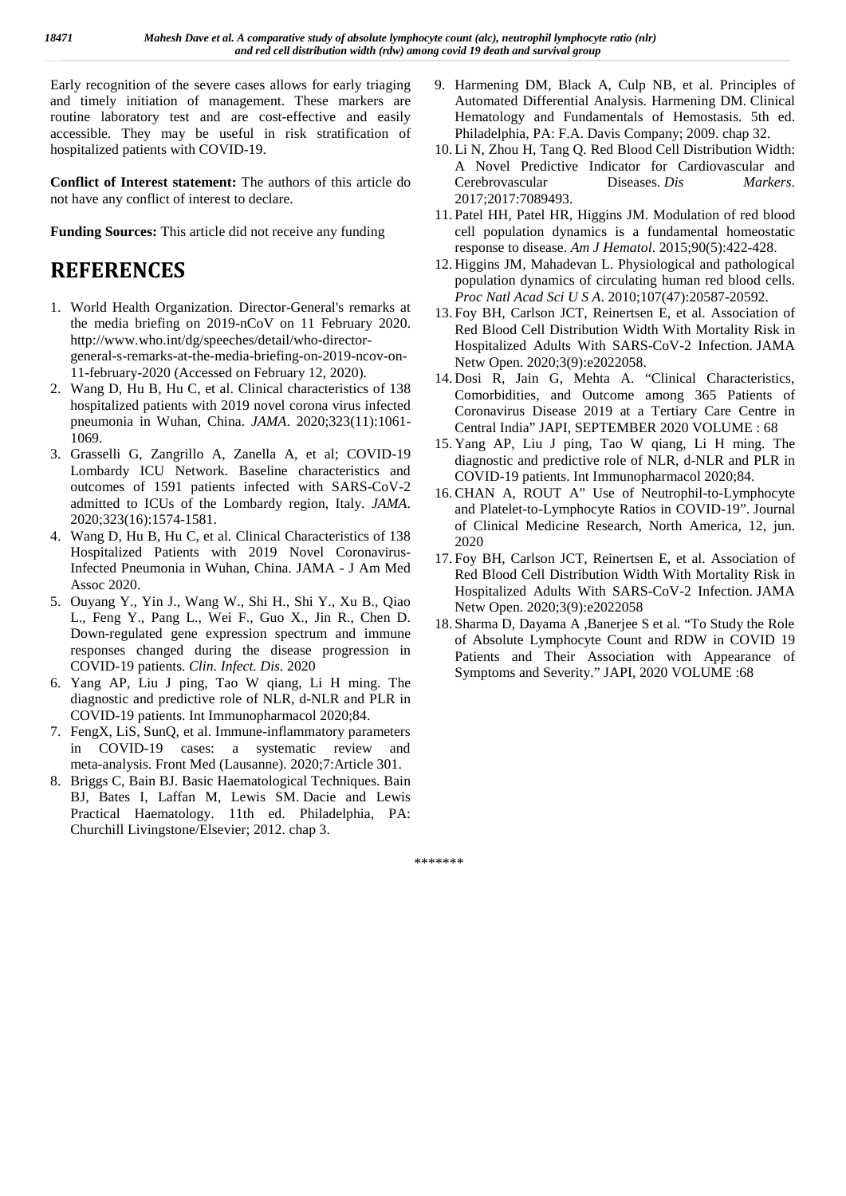Early recognition of the severe cases allows for early triaging and timely initiation of management. These markers are routine laboratory test and are cost-effective and easily accessible. They may be useful in risk stratification of hospitalized patients with COVID-19.

**Conflict of Interest statement:** The authors of this article do not have any conflict of interest to declare.

**Funding Sources:** This article did not receive any funding

# REFERENCES

1. World Health Organization. Director-General's remarks at the media briefing on 2019-nCoV on 11 February 2020. http://www.who.int/dg/speeches/detail/who-director-general-s-remarks-at-the-media-briefing-on-2019-ncov-on-11-february-2020 (Accessed on February 12, 2020).
2. Wang D, Hu B, Hu C, et al. Clinical characteristics of 138 hospitalized patients with 2019 novel corona virus infected pneumonia in Wuhan, China. *JAMA*. 2020;323(11):1061-1069.
3. Grasselli G, Zangrillo A, Zanella A, et al; COVID-19 Lombardy ICU Network. Baseline characteristics and outcomes of 1591 patients infected with SARS-CoV-2 admitted to ICUs of the Lombardy region, Italy. *JAMA*. 2020;323(16):1574-1581.
4. Wang D, Hu B, Hu C, et al. Clinical Characteristics of 138 Hospitalized Patients with 2019 Novel Coronavirus-Infected Pneumonia in Wuhan, China. JAMA - J Am Med Assoc 2020.
5. Ouyang Y., Yin J., Wang W., Shi H., Shi Y., Xu B., Qiao L., Feng Y., Pang L., Wei F., Guo X., Jin R., Chen D. Down-regulated gene expression spectrum and immune responses changed during the disease progression in COVID-19 patients. *Clin. Infect. Dis.* 2020
6. Yang AP, Liu J ping, Tao W qiang, Li H ming. The diagnostic and predictive role of NLR, d-NLR and PLR in COVID-19 patients. Int Immunopharmacol 2020;84.
7. FengX, LiS, SunQ, et al. Immune-inflammatory parameters in COVID-19 cases: a systematic review and meta-analysis. Front Med (Lausanne). 2020;7:Article 301.
8. Briggs C, Bain BJ. Basic Haematological Techniques. Bain BJ, Bates I, Laffan M, Lewis SM. Dacie and Lewis Practical Haematology. 11th ed. Philadelphia, PA: Churchill Livingstone/Elsevier; 2012. chap 3.
9. Harmening DM, Black A, Culp NB, et al. Principles of Automated Differential Analysis. Harmening DM. Clinical Hematology and Fundamentals of Hemostasis. 5th ed. Philadelphia, PA: F.A. Davis Company; 2009. chap 32.
10. Li N, Zhou H, Tang Q. Red Blood Cell Distribution Width: A Novel Predictive Indicator for Cardiovascular and Cerebrovascular Diseases. *Dis Markers*. 2017;2017:7089493.
11. Patel HH, Patel HR, Higgins JM. Modulation of red blood cell population dynamics is a fundamental homeostatic response to disease. *Am J Hematol*. 2015;90(5):422-428.
12. Higgins JM, Mahadevan L. Physiological and pathological population dynamics of circulating human red blood cells. *Proc Natl Acad Sci U S A*. 2010;107(47):20587-20592.
13. Foy BH, Carlson JCT, Reinertsen E, et al. Association of Red Blood Cell Distribution Width With Mortality Risk in Hospitalized Adults With SARS-CoV-2 Infection. JAMA Netw Open. 2020;3(9):e2022058.
14. Dosi R, Jain G, Mehta A. "Clinical Characteristics, Comorbidities, and Outcome among 365 Patients of Coronavirus Disease 2019 at a Tertiary Care Centre in Central India" JAPI, SEPTEMBER 2020 VOLUME : 68
15. Yang AP, Liu J ping, Tao W qiang, Li H ming. The diagnostic and predictive role of NLR, d-NLR and PLR in COVID-19 patients. Int Immunopharmacol 2020;84.
16. CHAN A, ROUT A" Use of Neutrophil-to-Lymphocyte and Platelet-to-Lymphocyte Ratios in COVID-19". Journal of Clinical Medicine Research, North America, 12, jun. 2020
17. Foy BH, Carlson JCT, Reinertsen E, et al. Association of Red Blood Cell Distribution Width With Mortality Risk in Hospitalized Adults With SARS-CoV-2 Infection. JAMA Netw Open. 2020;3(9):e2022058
18. Sharma D, Dayama A ,Banerjee S et al. "To Study the Role of Absolute Lymphocyte Count and RDW in COVID 19 Patients and Their Association with Appearance of Symptoms and Severity." JAPI, 2020 VOLUME :68

*******